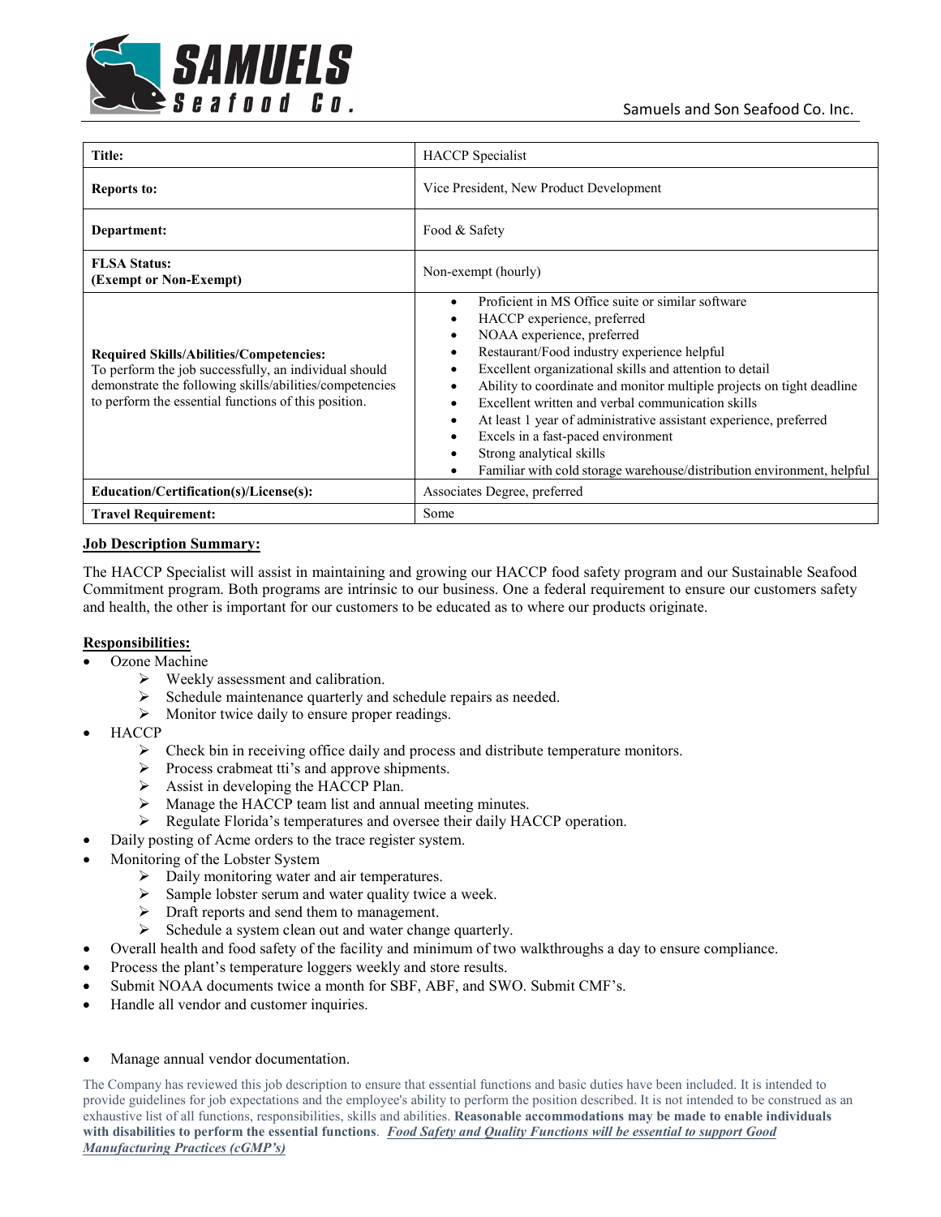Samuels and Son Seafood Co. Inc.

| Title: | HACCP Specialist |
|---|---|
| **Reports to:** | Vice President, New Product Development |
| **Department:** | Food & Safety |
| **FLSA Status: (Exempt or Non-Exempt)** | Non-exempt (hourly) |
| **Required Skills/Abilities/Competencies:** To perform the job successfully, an individual should demonstrate the following skills/abilities/competencies to perform the essential functions of this position. | • Proficient in MS Office suite or similar software<br>• HACCP experience, preferred<br>• NOAA experience, preferred<br>• Restaurant/Food industry experience helpful<br>• Excellent organizational skills and attention to detail<br>• Ability to coordinate and monitor multiple projects on tight deadline<br>• Excellent written and verbal communication skills<br>• At least 1 year of administrative assistant experience, preferred<br>• Excels in a fast-paced environment<br>• Strong analytical skills<br>• Familiar with cold storage warehouse/distribution environment, helpful |
| **Education/Certification(s)/License(s):** | Associates Degree, preferred |
| **Travel Requirement:** | Some |

**Job Description Summary:**

The HACCP Specialist will assist in maintaining and growing our HACCP food safety program and our Sustainable Seafood Commitment program. Both programs are intrinsic to our business. One a federal requirement to ensure our customers safety and health, the other is important for our customers to be educated as to where our products originate.

**Responsibilities:**

- Ozone Machine
  - Weekly assessment and calibration.
  - Schedule maintenance quarterly and schedule repairs as needed.
  - Monitor twice daily to ensure proper readings.
- HACCP
  - Check bin in receiving office daily and process and distribute temperature monitors.
  - Process crabmeat tti's and approve shipments.
  - Assist in developing the HACCP Plan.
  - Manage the HACCP team list and annual meeting minutes.
  - Regulate Florida's temperatures and oversee their daily HACCP operation.
- Daily posting of Acme orders to the trace register system.
- Monitoring of the Lobster System
  - Daily monitoring water and air temperatures.
  - Sample lobster serum and water quality twice a week.
  - Draft reports and send them to management.
  - Schedule a system clean out and water change quarterly.
- Overall health and food safety of the facility and minimum of two walkthroughs a day to ensure compliance.
- Process the plant's temperature loggers weekly and store results.
- Submit NOAA documents twice a month for SBF, ABF, and SWO. Submit CMF's.
- Handle all vendor and customer inquiries.

- Manage annual vendor documentation.

The Company has reviewed this job description to ensure that essential functions and basic duties have been included. It is intended to provide guidelines for job expectations and the employee's ability to perform the position described. It is not intended to be construed as an exhaustive list of all functions, responsibilities, skills and abilities. **Reasonable accommodations may be made to enable individuals with disabilities to perform the essential functions**. ***Food Safety and Quality Functions will be essential to support Good Manufacturing Practices (cGMP's)***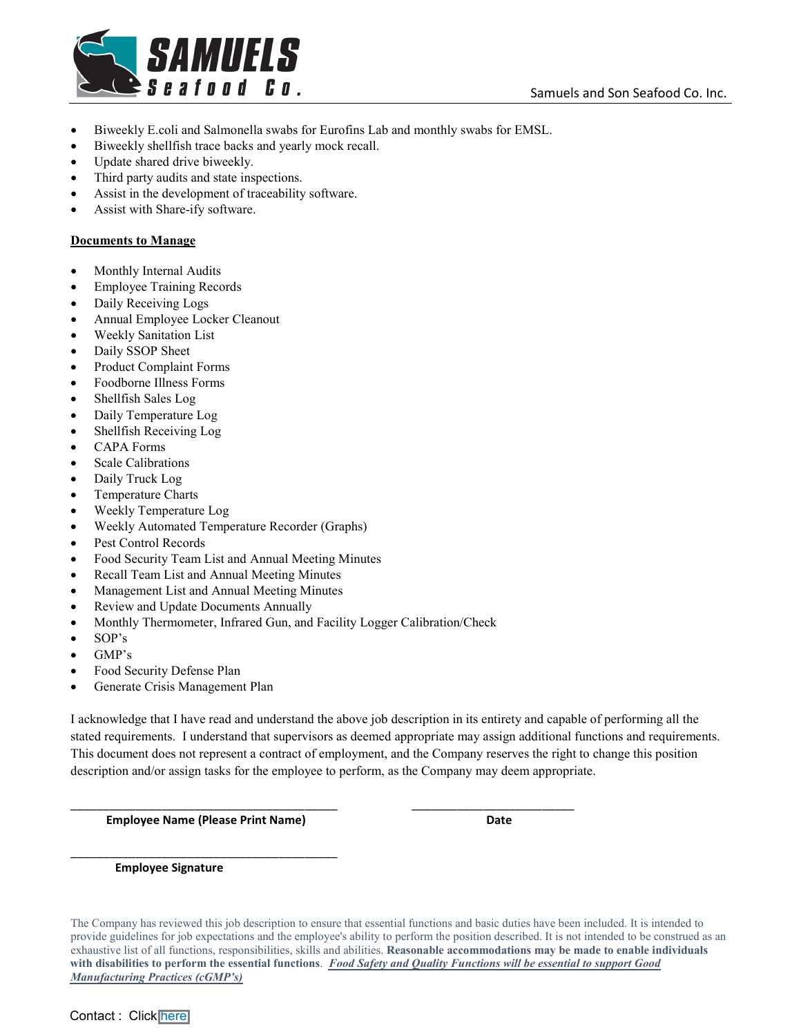- Biweekly E.coli and Salmonella swabs for Eurofins Lab and monthly swabs for EMSL.
- Biweekly shellfish trace backs and yearly mock recall.
- Update shared drive biweekly.
- Third party audits and state inspections.
- Assist in the development of traceability software.
- Assist with Share-ify software.

**Documents to Manage**

- Monthly Internal Audits
- Employee Training Records
- Daily Receiving Logs
- Annual Employee Locker Cleanout
- Weekly Sanitation List
- Daily SSOP Sheet
- Product Complaint Forms
- Foodborne Illness Forms
- Shellfish Sales Log
- Daily Temperature Log
- Shellfish Receiving Log
- CAPA Forms
- Scale Calibrations
- Daily Truck Log
- Temperature Charts
- Weekly Temperature Log
- Weekly Automated Temperature Recorder (Graphs)
- Pest Control Records
- Food Security Team List and Annual Meeting Minutes
- Recall Team List and Annual Meeting Minutes
- Management List and Annual Meeting Minutes
- Review and Update Documents Annually
- Monthly Thermometer, Infrared Gun, and Facility Logger Calibration/Check
- SOP's
- GMP's
- Food Security Defense Plan
- Generate Crisis Management Plan

I acknowledge that I have read and understand the above job description in its entirety and capable of performing all the stated requirements. I understand that supervisors as deemed appropriate may assign additional functions and requirements. This document does not represent a contract of employment, and the Company reserves the right to change this position description and/or assign tasks for the employee to perform, as the Company may deem appropriate.

\_\_\_\_\_\_\_\_\_\_\_\_\_\_\_\_\_\_\_\_\_\_\_\_\_\_\_\_\_\_\_\_\_\_\_\_\_\_\_\_ \_\_\_\_\_\_\_\_\_\_\_\_\_\_\_\_\_\_\_\_\_\_\_\_\_\_

**Employee Name (Please Print Name)** **Date**

\_\_\_\_\_\_\_\_\_\_\_\_\_\_\_\_\_\_\_\_\_\_\_\_\_\_\_\_\_\_\_\_\_\_\_\_\_\_\_\_

**Employee Signature**

The Company has reviewed this job description to ensure that essential functions and basic duties have been included. It is intended to provide guidelines for job expectations and the employee's ability to perform the position described. It is not intended to be construed as an exhaustive list of all functions, responsibilities, skills and abilities. **Reasonable accommodations may be made to enable individuals with disabilities to perform the essential functions**. ***Food Safety and Quality Functions will be essential to support Good Manufacturing Practices (cGMP's)***

Contact : Click here